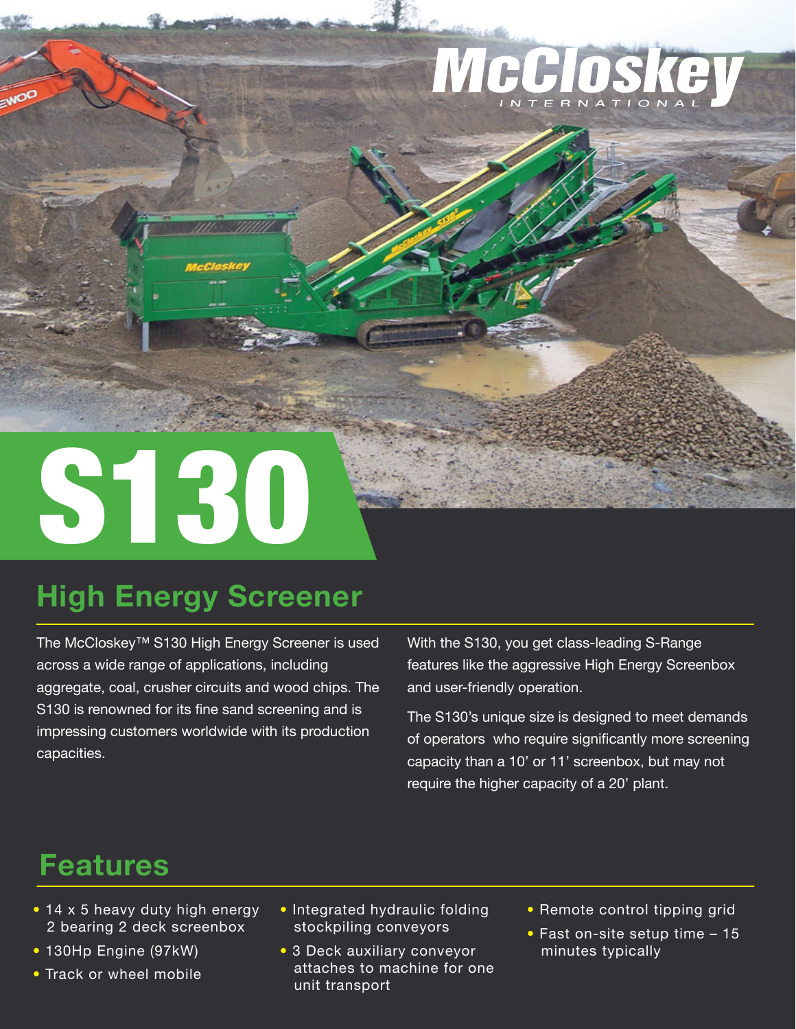McCloskey INTERNATIONAL

# S130

## High Energy Screener

The McCloskey™ S130 High Energy Screener is used across a wide range of applications, including aggregate, coal, crusher circuits and wood chips. The S130 is renowned for its fine sand screening and is impressing customers worldwide with its production capacities.

With the S130, you get class-leading S-Range features like the aggressive High Energy Screenbox and user-friendly operation.

The S130's unique size is designed to meet demands of operators who require significantly more screening capacity than a 10' or 11' screenbox, but may not require the higher capacity of a 20' plant.

## Features

- 14 x 5 heavy duty high energy 2 bearing 2 deck screenbox
- 130Hp Engine (97kW)
- Track or wheel mobile
- Integrated hydraulic folding stockpiling conveyors
- 3 Deck auxiliary conveyor attaches to machine for one unit transport
- Remote control tipping grid
- Fast on-site setup time – 15 minutes typically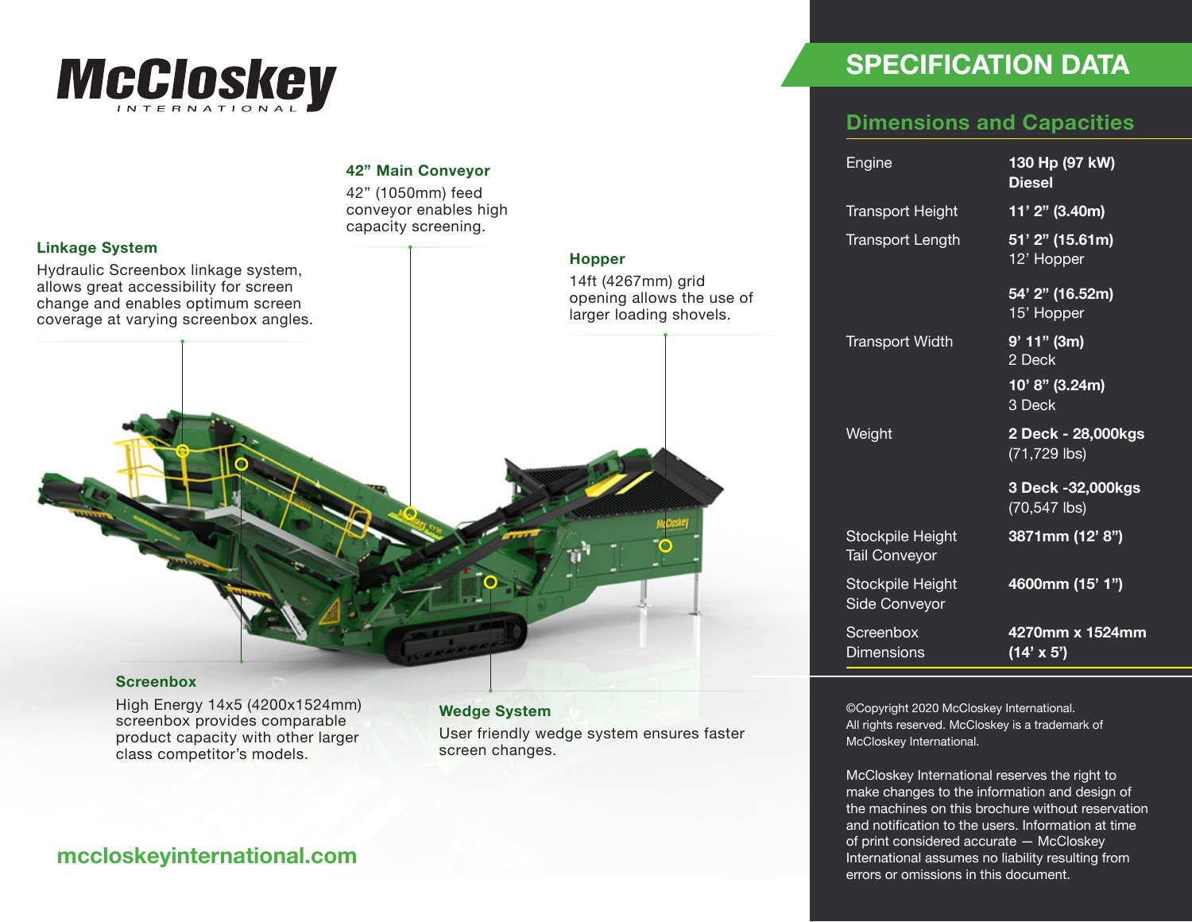# McCloskey

INTERNATIONAL

### Linkage System

Hydraulic Screenbox linkage system, allows great accessibility for screen change and enables optimum screen coverage at varying screenbox angles.

### 42" Main Conveyor

42" (1050mm) feed conveyor enables high capacity screening.

### Hopper

14ft (4267mm) grid opening allows the use of larger loading shovels.

### Screenbox

High Energy 14x5 (4200x1524mm) screenbox provides comparable product capacity with other larger class competitor's models.

### Wedge System

User friendly wedge system ensures faster screen changes.

mccloskeyinternational.com

## SPECIFICATION DATA

### Dimensions and Capacities

| | |
|---|---|
| Engine | **130 Hp (97 kW) Diesel** |
| Transport Height | **11' 2" (3.40m)** |
| Transport Length | **51' 2" (15.61m)** 12' Hopper |
| | **54' 2" (16.52m)** 15' Hopper |
| Transport Width | **9' 11" (3m)** 2 Deck |
| | **10' 8" (3.24m)** 3 Deck |
| Weight | **2 Deck - 28,000kgs** (71,729 lbs) |
| | **3 Deck -32,000kgs** (70,547 lbs) |
| Stockpile Height Tail Conveyor | **3871mm (12' 8")** |
| Stockpile Height Side Conveyor | **4600mm (15' 1")** |
| Screenbox Dimensions | **4270mm x 1524mm (14' x 5')** |

©Copyright 2020 McCloskey International. All rights reserved. McCloskey is a trademark of McCloskey International.

McCloskey International reserves the right to make changes to the information and design of the machines on this brochure without reservation and notification to the users. Information at time of print considered accurate — McCloskey International assumes no liability resulting from errors or omissions in this document.